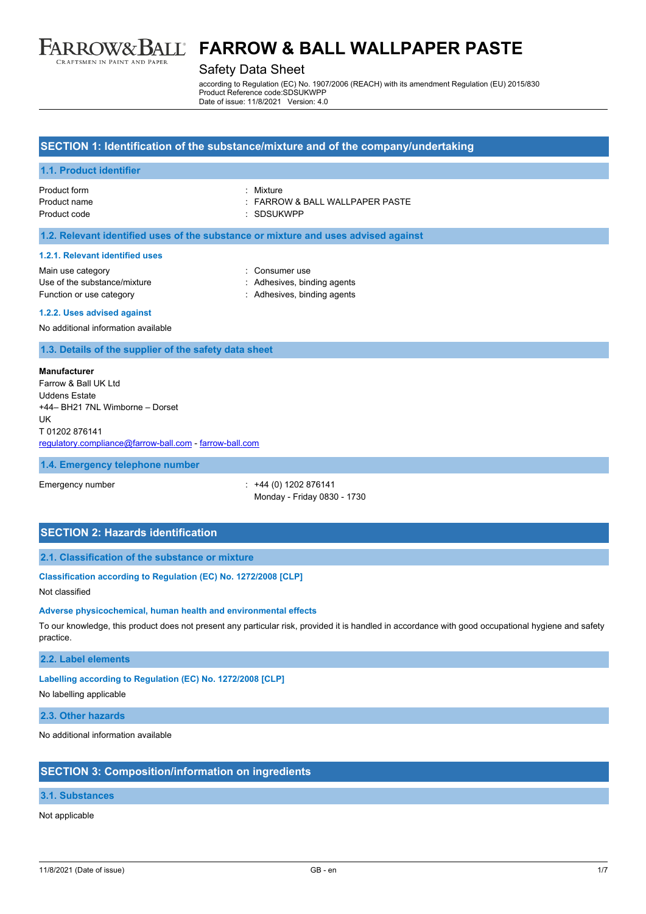# FARROW & BALL WALLPAPER PASTE

## Safety Data Sheet

according to Regulation (EC) No. 1907/2006 (REACH) with its amendment Regulation (EU) 2015/830
Product Reference code:SDSUKWPP
Date of issue: 11/8/2021 Version: 4.0

## SECTION 1: Identification of the substance/mixture and of the company/undertaking

### 1.1. Product identifier

Product form : Mixture
Product name : FARROW & BALL WALLPAPER PASTE
Product code : SDSUKWPP

### 1.2. Relevant identified uses of the substance or mixture and uses advised against

#### 1.2.1. Relevant identified uses

Main use category : Consumer use
Use of the substance/mixture : Adhesives, binding agents
Function or use category : Adhesives, binding agents

#### 1.2.2. Uses advised against

No additional information available

### 1.3. Details of the supplier of the safety data sheet

**Manufacturer**
Farrow & Ball UK Ltd
Uddens Estate
+44– BH21 7NL Wimborne – Dorset
UK
T 01202 876141
regulatory.compliance@farrow-ball.com - farrow-ball.com

### 1.4. Emergency telephone number

Emergency number : +44 (0) 1202 876141
Monday - Friday 0830 - 1730

## SECTION 2: Hazards identification

### 2.1. Classification of the substance or mixture

**Classification according to Regulation (EC) No. 1272/2008 [CLP]**

Not classified

**Adverse physicochemical, human health and environmental effects**

To our knowledge, this product does not present any particular risk, provided it is handled in accordance with good occupational hygiene and safety practice.

### 2.2. Label elements

**Labelling according to Regulation (EC) No. 1272/2008 [CLP]**

No labelling applicable

### 2.3. Other hazards

No additional information available

## SECTION 3: Composition/information on ingredients

### 3.1. Substances

Not applicable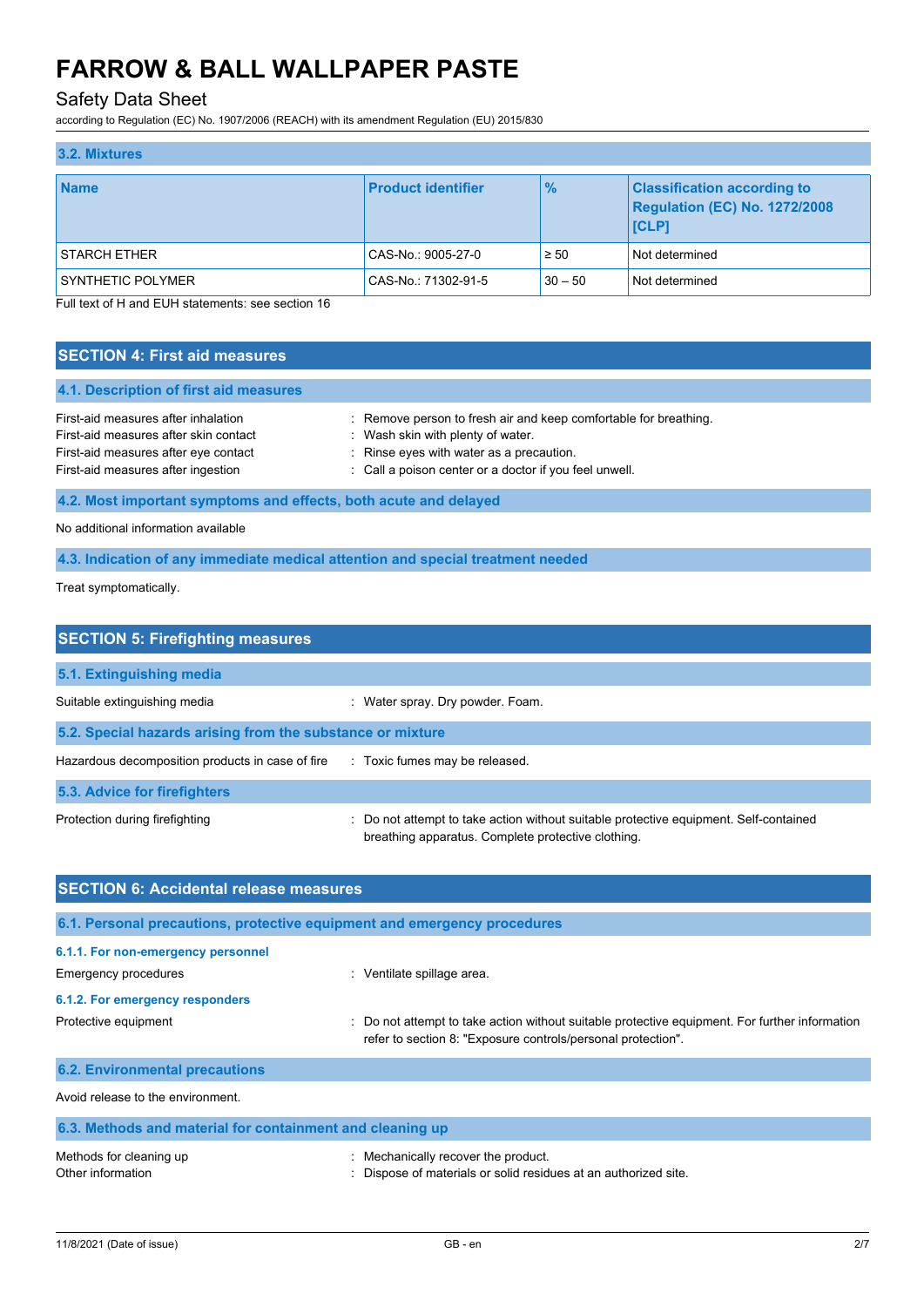### 3.2. Mixtures

| Name | Product identifier | % | Classification according to Regulation (EC) No. 1272/2008 [CLP] |
|---|---|---|---|
| STARCH ETHER | CAS-No.: 9005-27-0 | ≥ 50 | Not determined |
| SYNTHETIC POLYMER | CAS-No.: 71302-91-5 | 30 – 50 | Not determined |

Full text of H and EUH statements: see section 16

## SECTION 4: First aid measures

### 4.1. Description of first aid measures

First-aid measures after inhalation : Remove person to fresh air and keep comfortable for breathing.
First-aid measures after skin contact : Wash skin with plenty of water.
First-aid measures after eye contact : Rinse eyes with water as a precaution.
First-aid measures after ingestion : Call a poison center or a doctor if you feel unwell.

### 4.2. Most important symptoms and effects, both acute and delayed

No additional information available

### 4.3. Indication of any immediate medical attention and special treatment needed

Treat symptomatically.

## SECTION 5: Firefighting measures

### 5.1. Extinguishing media

Suitable extinguishing media : Water spray. Dry powder. Foam.

### 5.2. Special hazards arising from the substance or mixture

Hazardous decomposition products in case of fire : Toxic fumes may be released.

### 5.3. Advice for firefighters

Protection during firefighting : Do not attempt to take action without suitable protective equipment. Self-contained breathing apparatus. Complete protective clothing.

## SECTION 6: Accidental release measures

### 6.1. Personal precautions, protective equipment and emergency procedures

#### 6.1.1. For non-emergency personnel

Emergency procedures : Ventilate spillage area.

#### 6.1.2. For emergency responders

Protective equipment : Do not attempt to take action without suitable protective equipment. For further information refer to section 8: "Exposure controls/personal protection".

### 6.2. Environmental precautions

Avoid release to the environment.

### 6.3. Methods and material for containment and cleaning up

Methods for cleaning up : Mechanically recover the product.
Other information : Dispose of materials or solid residues at an authorized site.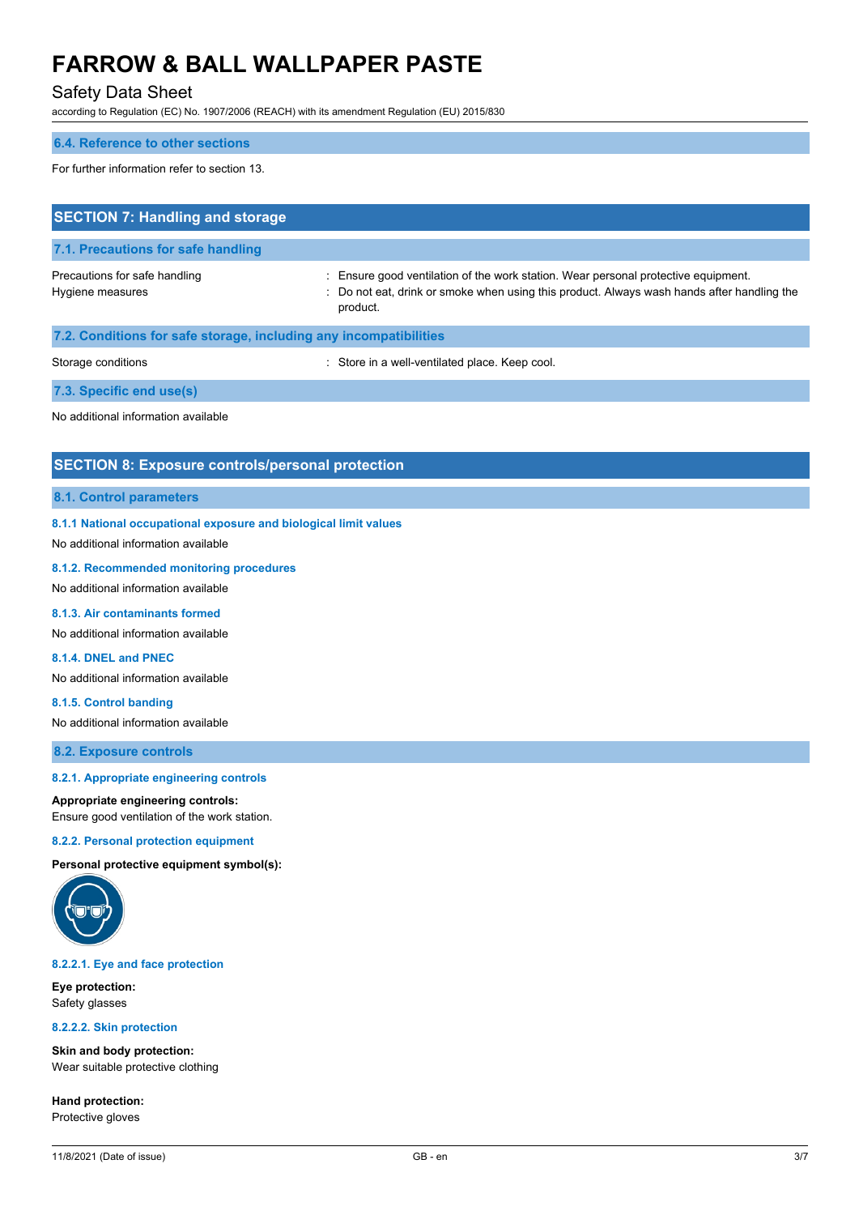### 6.4. Reference to other sections

For further information refer to section 13.

## SECTION 7: Handling and storage

### 7.1. Precautions for safe handling

| | |
|---|---|
| Precautions for safe handling | : Ensure good ventilation of the work station. Wear personal protective equipment. |
| Hygiene measures | : Do not eat, drink or smoke when using this product. Always wash hands after handling the product. |

### 7.2. Conditions for safe storage, including any incompatibilities

| | |
|---|---|
| Storage conditions | : Store in a well-ventilated place. Keep cool. |

### 7.3. Specific end use(s)

No additional information available

## SECTION 8: Exposure controls/personal protection

### 8.1. Control parameters

#### 8.1.1 National occupational exposure and biological limit values

No additional information available

#### 8.1.2. Recommended monitoring procedures

No additional information available

#### 8.1.3. Air contaminants formed

No additional information available

#### 8.1.4. DNEL and PNEC

No additional information available

#### 8.1.5. Control banding

No additional information available

### 8.2. Exposure controls

#### 8.2.1. Appropriate engineering controls

**Appropriate engineering controls:**
Ensure good ventilation of the work station.

#### 8.2.2. Personal protection equipment

**Personal protective equipment symbol(s):**

#### 8.2.2.1. Eye and face protection

**Eye protection:**
Safety glasses

#### 8.2.2.2. Skin protection

**Skin and body protection:**
Wear suitable protective clothing

**Hand protection:**
Protective gloves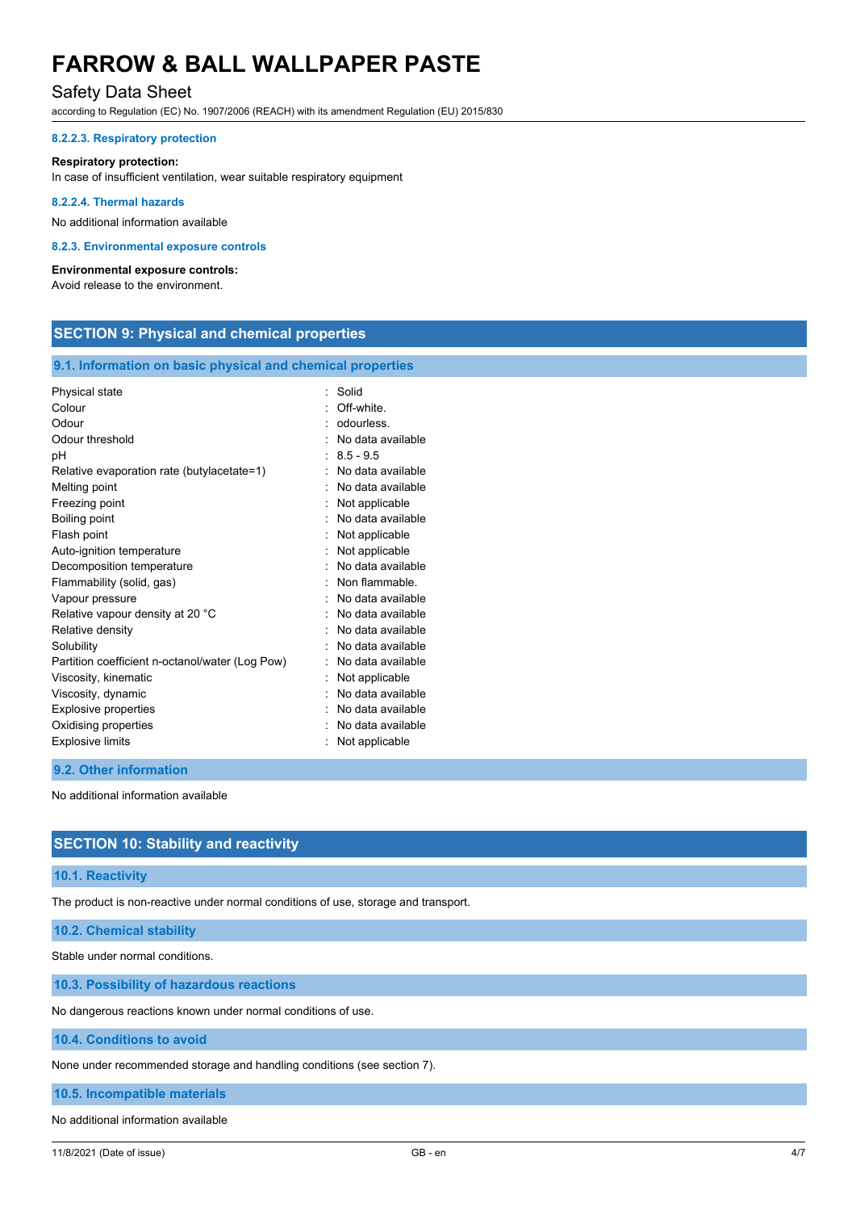#### 8.2.2.3. Respiratory protection

**Respiratory protection:**
In case of insufficient ventilation, wear suitable respiratory equipment

#### 8.2.2.4. Thermal hazards

No additional information available

#### 8.2.3. Environmental exposure controls

**Environmental exposure controls:**
Avoid release to the environment.

## SECTION 9: Physical and chemical properties

### 9.1. Information on basic physical and chemical properties

| | |
|---|---|
| Physical state | : Solid |
| Colour | : Off-white. |
| Odour | : odourless. |
| Odour threshold | : No data available |
| pH | : 8.5 - 9.5 |
| Relative evaporation rate (butylacetate=1) | : No data available |
| Melting point | : No data available |
| Freezing point | : Not applicable |
| Boiling point | : No data available |
| Flash point | : Not applicable |
| Auto-ignition temperature | : Not applicable |
| Decomposition temperature | : No data available |
| Flammability (solid, gas) | : Non flammable. |
| Vapour pressure | : No data available |
| Relative vapour density at 20 °C | : No data available |
| Relative density | : No data available |
| Solubility | : No data available |
| Partition coefficient n-octanol/water (Log Pow) | : No data available |
| Viscosity, kinematic | : Not applicable |
| Viscosity, dynamic | : No data available |
| Explosive properties | : No data available |
| Oxidising properties | : No data available |
| Explosive limits | : Not applicable |

### 9.2. Other information

No additional information available

## SECTION 10: Stability and reactivity

### 10.1. Reactivity

The product is non-reactive under normal conditions of use, storage and transport.

### 10.2. Chemical stability

Stable under normal conditions.

### 10.3. Possibility of hazardous reactions

No dangerous reactions known under normal conditions of use.

### 10.4. Conditions to avoid

None under recommended storage and handling conditions (see section 7).

### 10.5. Incompatible materials

No additional information available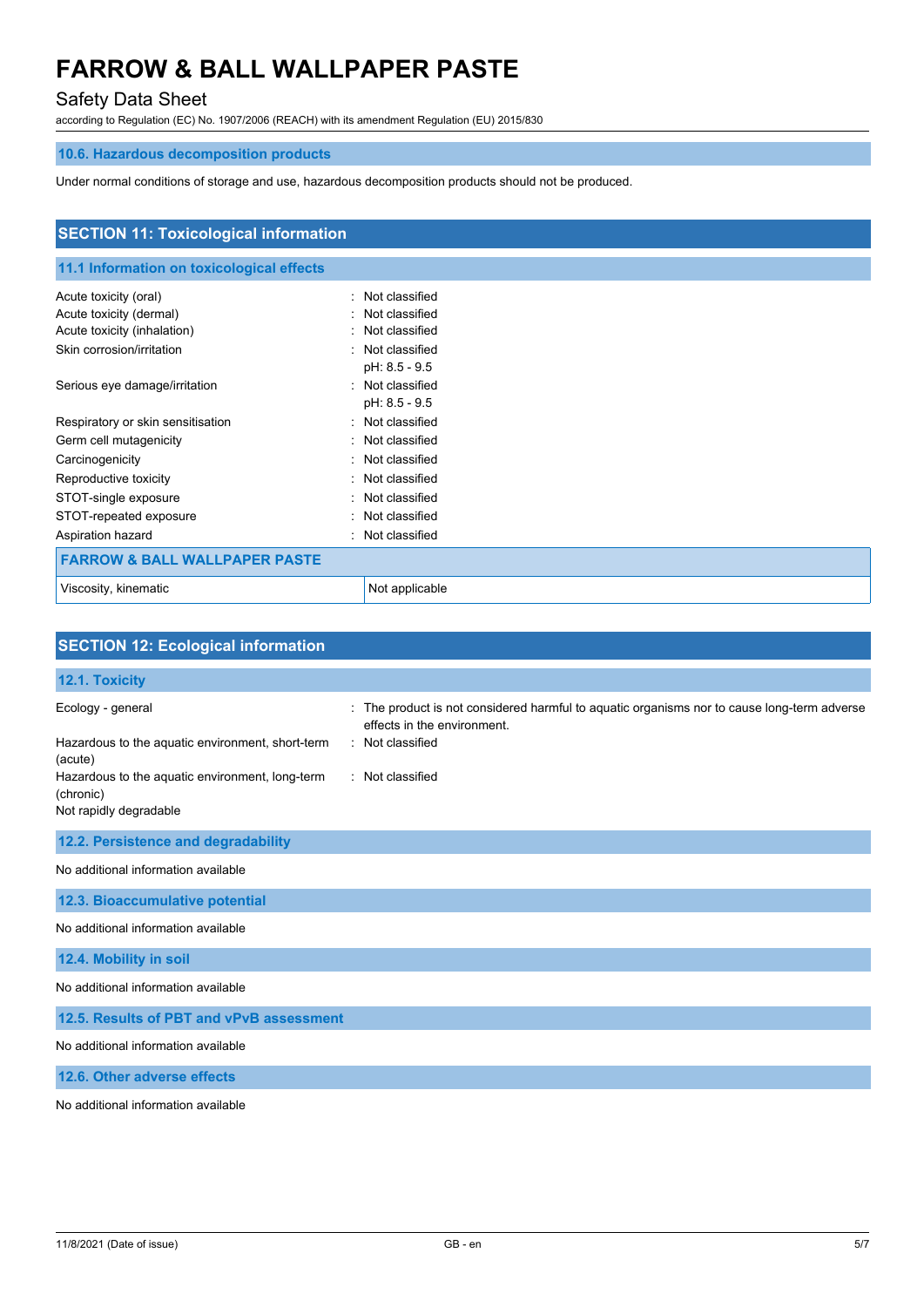### 10.6. Hazardous decomposition products

Under normal conditions of storage and use, hazardous decomposition products should not be produced.

## SECTION 11: Toxicological information

### 11.1 Information on toxicological effects

| | |
|---|---|
| Acute toxicity (oral) | : Not classified |
| Acute toxicity (dermal) | : Not classified |
| Acute toxicity (inhalation) | : Not classified |
| Skin corrosion/irritation | : Not classified<br>pH: 8.5 - 9.5 |
| Serious eye damage/irritation | : Not classified<br>pH: 8.5 - 9.5 |
| Respiratory or skin sensitisation | : Not classified |
| Germ cell mutagenicity | : Not classified |
| Carcinogenicity | : Not classified |
| Reproductive toxicity | : Not classified |
| STOT-single exposure | : Not classified |
| STOT-repeated exposure | : Not classified |
| Aspiration hazard | : Not classified |

| FARROW & BALL WALLPAPER PASTE | |
|---|---|
| Viscosity, kinematic | Not applicable |

## SECTION 12: Ecological information

### 12.1. Toxicity

| | |
|---|---|
| Ecology - general | : The product is not considered harmful to aquatic organisms nor to cause long-term adverse effects in the environment. |
| Hazardous to the aquatic environment, short-term (acute) | : Not classified |
| Hazardous to the aquatic environment, long-term (chronic) | : Not classified |
| Not rapidly degradable | |

### 12.2. Persistence and degradability

No additional information available

### 12.3. Bioaccumulative potential

No additional information available

### 12.4. Mobility in soil

No additional information available

### 12.5. Results of PBT and vPvB assessment

No additional information available

### 12.6. Other adverse effects

No additional information available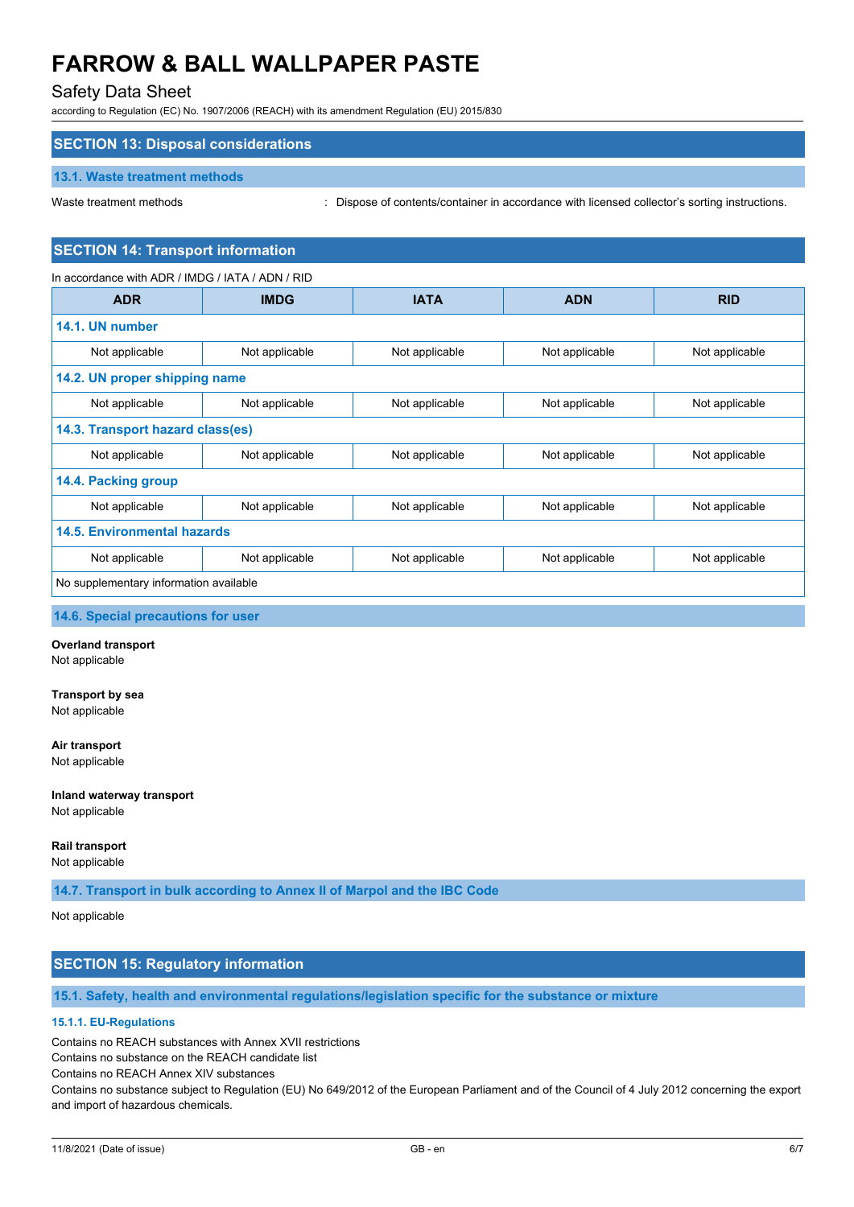## SECTION 13: Disposal considerations

### 13.1. Waste treatment methods

Waste treatment methods : Dispose of contents/container in accordance with licensed collector's sorting instructions.

## SECTION 14: Transport information

In accordance with ADR / IMDG / IATA / ADN / RID

| ADR | IMDG | IATA | ADN | RID |
|---|---|---|---|---|
| **14.1. UN number** | | | | |
| Not applicable | Not applicable | Not applicable | Not applicable | Not applicable |
| **14.2. UN proper shipping name** | | | | |
| Not applicable | Not applicable | Not applicable | Not applicable | Not applicable |
| **14.3. Transport hazard class(es)** | | | | |
| Not applicable | Not applicable | Not applicable | Not applicable | Not applicable |
| **14.4. Packing group** | | | | |
| Not applicable | Not applicable | Not applicable | Not applicable | Not applicable |
| **14.5. Environmental hazards** | | | | |
| Not applicable | Not applicable | Not applicable | Not applicable | Not applicable |
| No supplementary information available | | | | |

### 14.6. Special precautions for user

**Overland transport**
Not applicable

**Transport by sea**
Not applicable

**Air transport**
Not applicable

**Inland waterway transport**
Not applicable

**Rail transport**
Not applicable

### 14.7. Transport in bulk according to Annex II of Marpol and the IBC Code

Not applicable

## SECTION 15: Regulatory information

### 15.1. Safety, health and environmental regulations/legislation specific for the substance or mixture

#### 15.1.1. EU-Regulations

Contains no REACH substances with Annex XVII restrictions
Contains no substance on the REACH candidate list
Contains no REACH Annex XIV substances
Contains no substance subject to Regulation (EU) No 649/2012 of the European Parliament and of the Council of 4 July 2012 concerning the export and import of hazardous chemicals.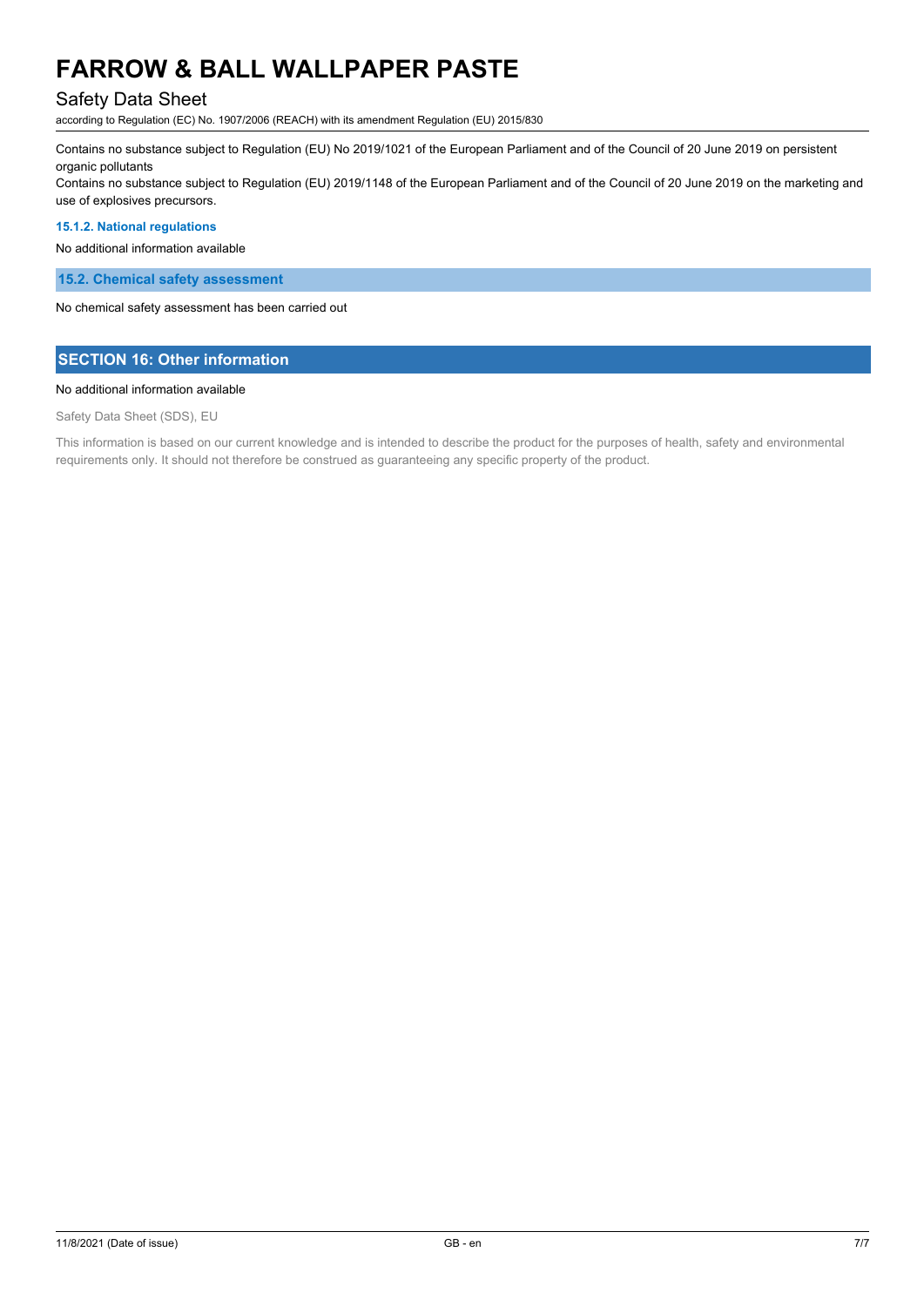Contains no substance subject to Regulation (EU) No 2019/1021 of the European Parliament and of the Council of 20 June 2019 on persistent organic pollutants

Contains no substance subject to Regulation (EU) 2019/1148 of the European Parliament and of the Council of 20 June 2019 on the marketing and use of explosives precursors.

#### 15.1.2. National regulations

No additional information available

### 15.2. Chemical safety assessment

No chemical safety assessment has been carried out

## SECTION 16: Other information

No additional information available

Safety Data Sheet (SDS), EU

This information is based on our current knowledge and is intended to describe the product for the purposes of health, safety and environmental requirements only. It should not therefore be construed as guaranteeing any specific property of the product.